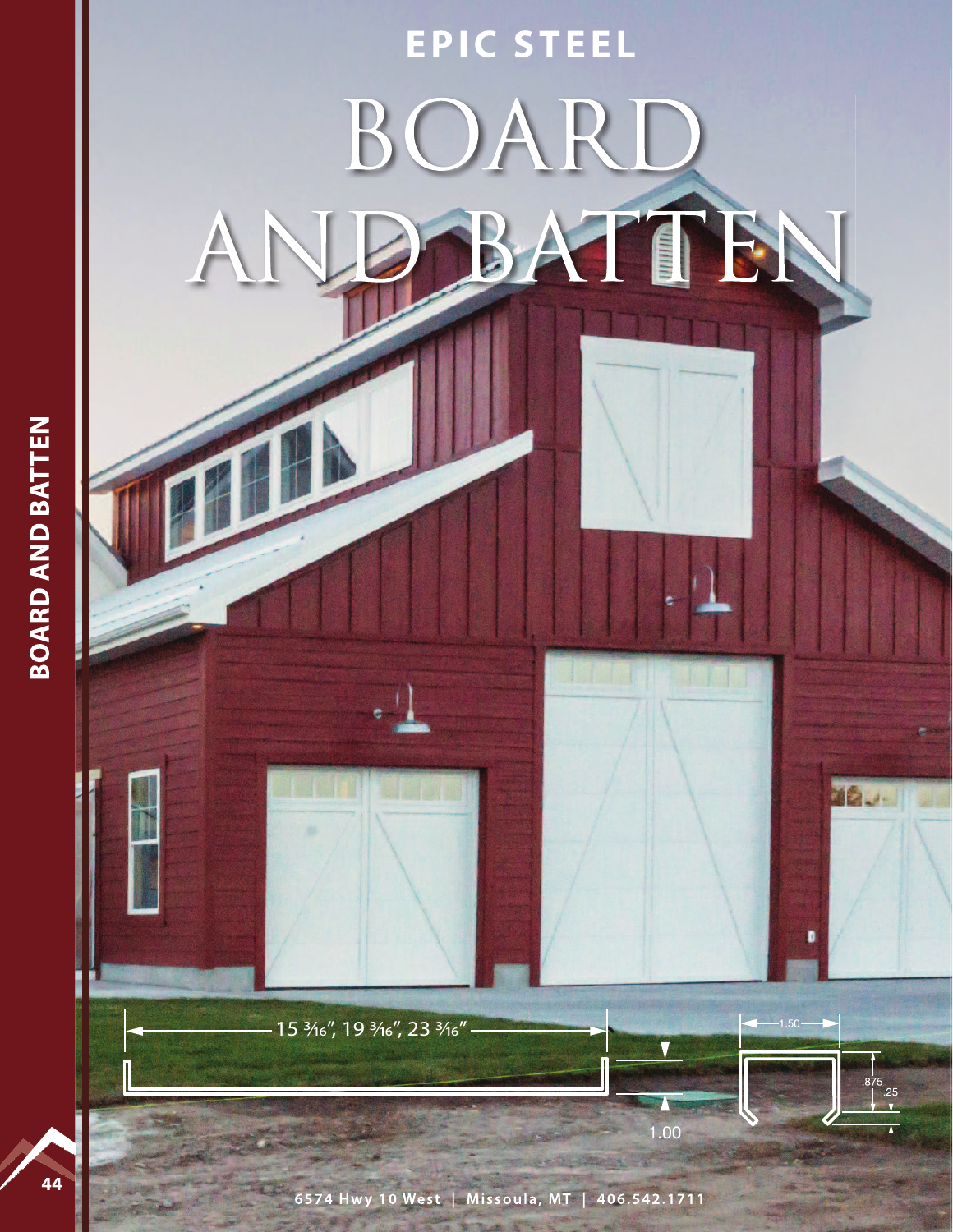EPIC STEEL

# BOARD AND BATTEN

BOARD AND BATTEN

15 3⁄16″, 19 3⁄16″, 23 3⁄16″

1.00

1.50

.875

.25

6574 Hwy 10 West | Missoula, MT | 406.542.1711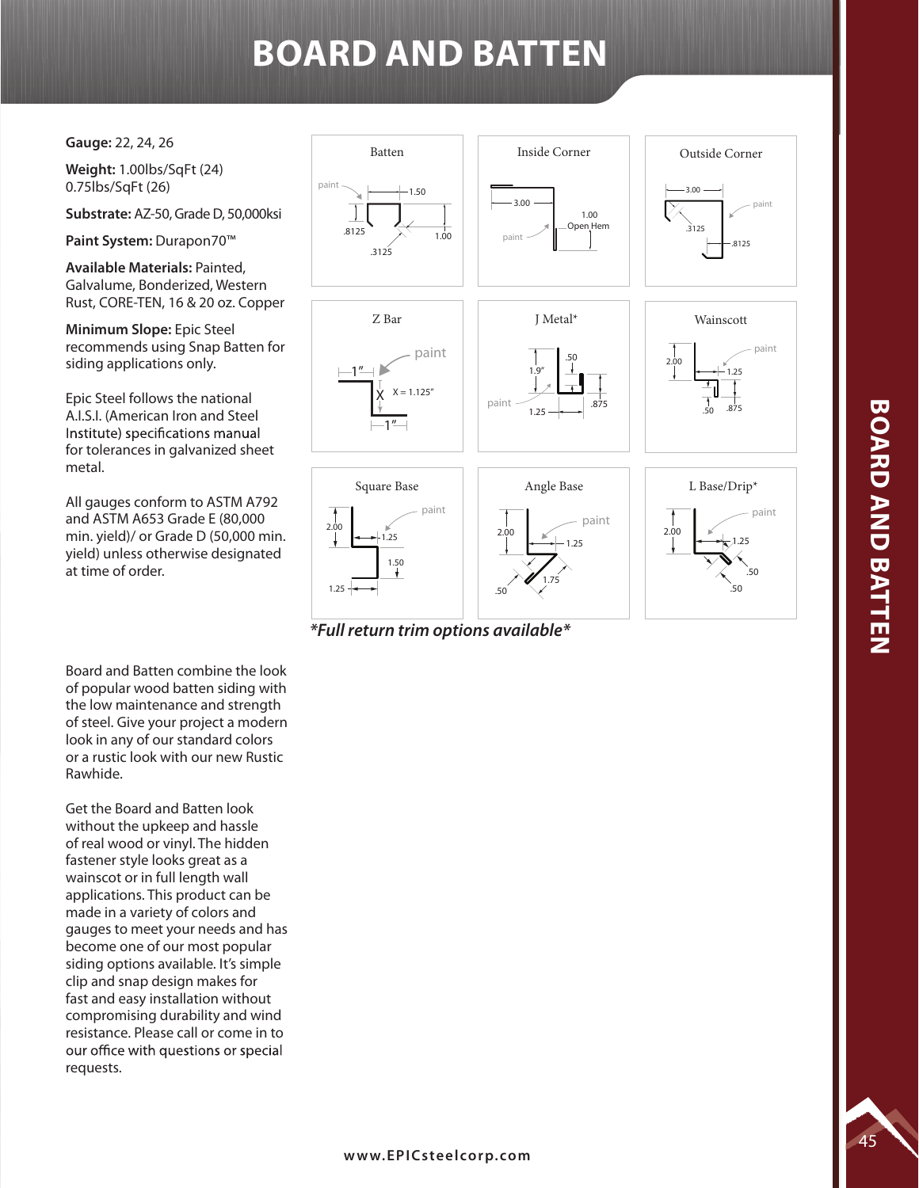# BOARD AND BATTEN

**Gauge:** 22, 24, 26

**Weight:** 1.00lbs/SqFt (24)
0.75lbs/SqFt (26)

**Substrate:** AZ-50, Grade D, 50,000ksi

**Paint System:** Durapon70™

**Available Materials:** Painted, Galvalume, Bonderized, Western Rust, CORE-TEN, 16 & 20 oz. Copper

**Minimum Slope:** Epic Steel recommends using Snap Batten for siding applications only.

Epic Steel follows the national A.I.S.I. (American Iron and Steel Institute) specifications manual for tolerances in galvanized sheet metal.

All gauges conform to ASTM A792 and ASTM A653 Grade E (80,000 min. yield)/ or Grade D (50,000 min. yield) unless otherwise designated at time of order.

Batten
paint
1.50
.8125
1.00
.3125

Inside Corner
3.00
1.00
Open Hem
paint

Outside Corner
3.00
paint
.3125
.8125

Z Bar
paint
1"
X
X = 1.125"
1"

J Metal*
.50
1.9"
paint
1.25
.875

Wainscott
paint
2.00
1.25
.50
.875

Square Base
paint
2.00
1.25
1.50
1.25

Angle Base
paint
2.00
1.25
1.75
.50

L Base/Drip*
paint
2.00
1.25
.50
.50

***Full return trim options available***

Board and Batten combine the look of popular wood batten siding with the low maintenance and strength of steel. Give your project a modern look in any of our standard colors or a rustic look with our new Rustic Rawhide.

Get the Board and Batten look without the upkeep and hassle of real wood or vinyl. The hidden fastener style looks great as a wainscot or in full length wall applications. This product can be made in a variety of colors and gauges to meet your needs and has become one of our most popular siding options available. It's simple clip and snap design makes for fast and easy installation without compromising durability and wind resistance. Please call or come in to our office with questions or special requests.